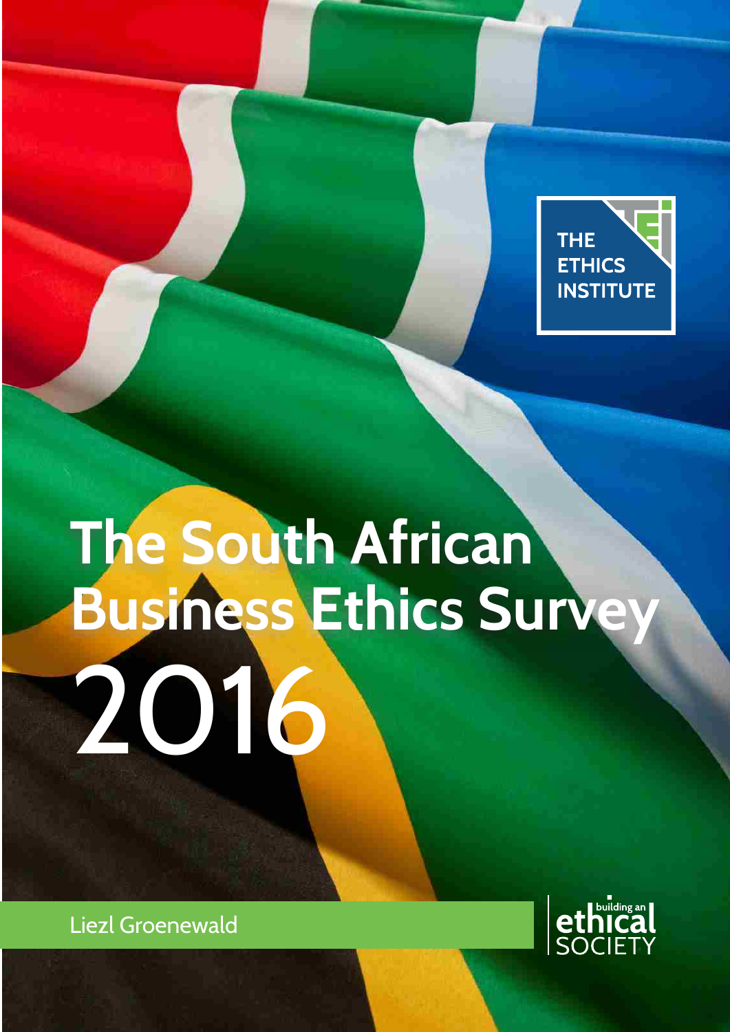THE ETHICS INSTITUTE

# The South African Business Ethics Survey 2016

Liezl Groenewald

building an ethical SOCIETY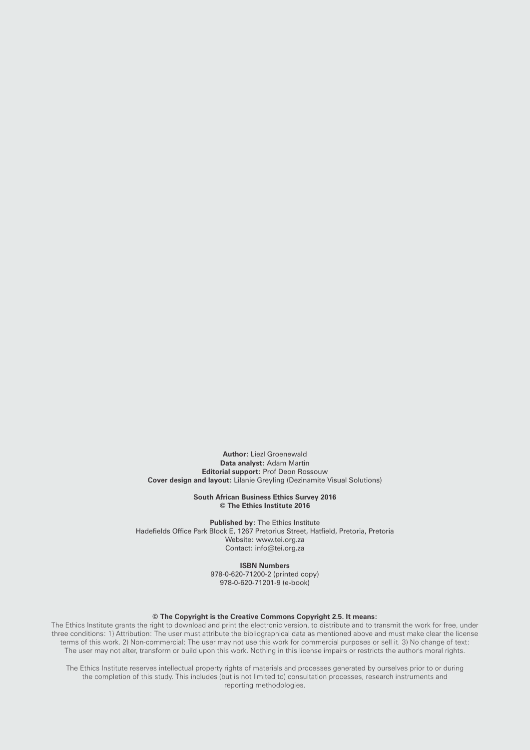**Author:** Liezl Groenewald
**Data analyst:** Adam Martin
**Editorial support:** Prof Deon Rossouw
**Cover design and layout:** Lilanie Greyling (Dezinamite Visual Solutions)

**South African Business Ethics Survey 2016**
**© The Ethics Institute 2016**

**Published by:** The Ethics Institute
Hadefields Office Park Block E, 1267 Pretorius Street, Hatfield, Pretoria, Pretoria
Website: www.tei.org.za
Contact: info@tei.org.za

**ISBN Numbers**
978-0-620-71200-2 (printed copy)
978-0-620-71201-9 (e-book)

**© The Copyright is the Creative Commons Copyright 2.5. It means:**
The Ethics Institute grants the right to download and print the electronic version, to distribute and to transmit the work for free, under three conditions: 1) Attribution: The user must attribute the bibliographical data as mentioned above and must make clear the license terms of this work. 2) Non-commercial: The user may not use this work for commercial purposes or sell it. 3) No change of text: The user may not alter, transform or build upon this work. Nothing in this license impairs or restricts the author's moral rights.

The Ethics Institute reserves intellectual property rights of materials and processes generated by ourselves prior to or during the completion of this study. This includes (but is not limited to) consultation processes, research instruments and reporting methodologies.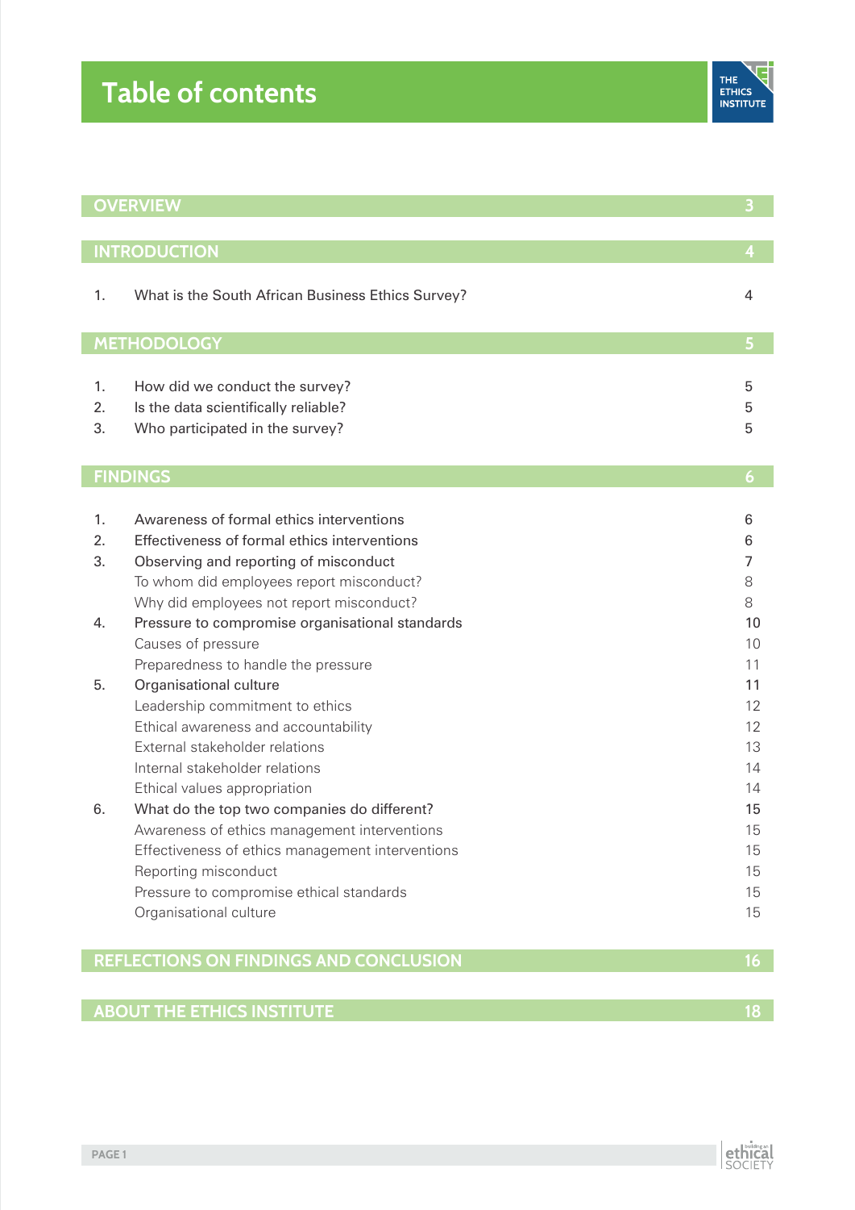# Table of contents

| | | |
|---|---|---|
| **OVERVIEW** | | **3** |
| **INTRODUCTION** | | **4** |
| 1. | What is the South African Business Ethics Survey? | 4 |
| **METHODOLOGY** | | **5** |
| 1. | How did we conduct the survey? | 5 |
| 2. | Is the data scientifically reliable? | 5 |
| 3. | Who participated in the survey? | 5 |
| **FINDINGS** | | **6** |
| 1. | Awareness of formal ethics interventions | 6 |
| 2. | Effectiveness of formal ethics interventions | 6 |
| 3. | Observing and reporting of misconduct | 7 |
| | To whom did employees report misconduct? | 8 |
| | Why did employees not report misconduct? | 8 |
| 4. | Pressure to compromise organisational standards | 10 |
| | Causes of pressure | 10 |
| | Preparedness to handle the pressure | 11 |
| 5. | Organisational culture | 11 |
| | Leadership commitment to ethics | 12 |
| | Ethical awareness and accountability | 12 |
| | External stakeholder relations | 13 |
| | Internal stakeholder relations | 14 |
| | Ethical values appropriation | 14 |
| 6. | What do the top two companies do different? | 15 |
| | Awareness of ethics management interventions | 15 |
| | Effectiveness of ethics management interventions | 15 |
| | Reporting misconduct | 15 |
| | Pressure to compromise ethical standards | 15 |
| | Organisational culture | 15 |
| **REFLECTIONS ON FINDINGS AND CONCLUSION** | | **16** |
| **ABOUT THE ETHICS INSTITUTE** | | **18** |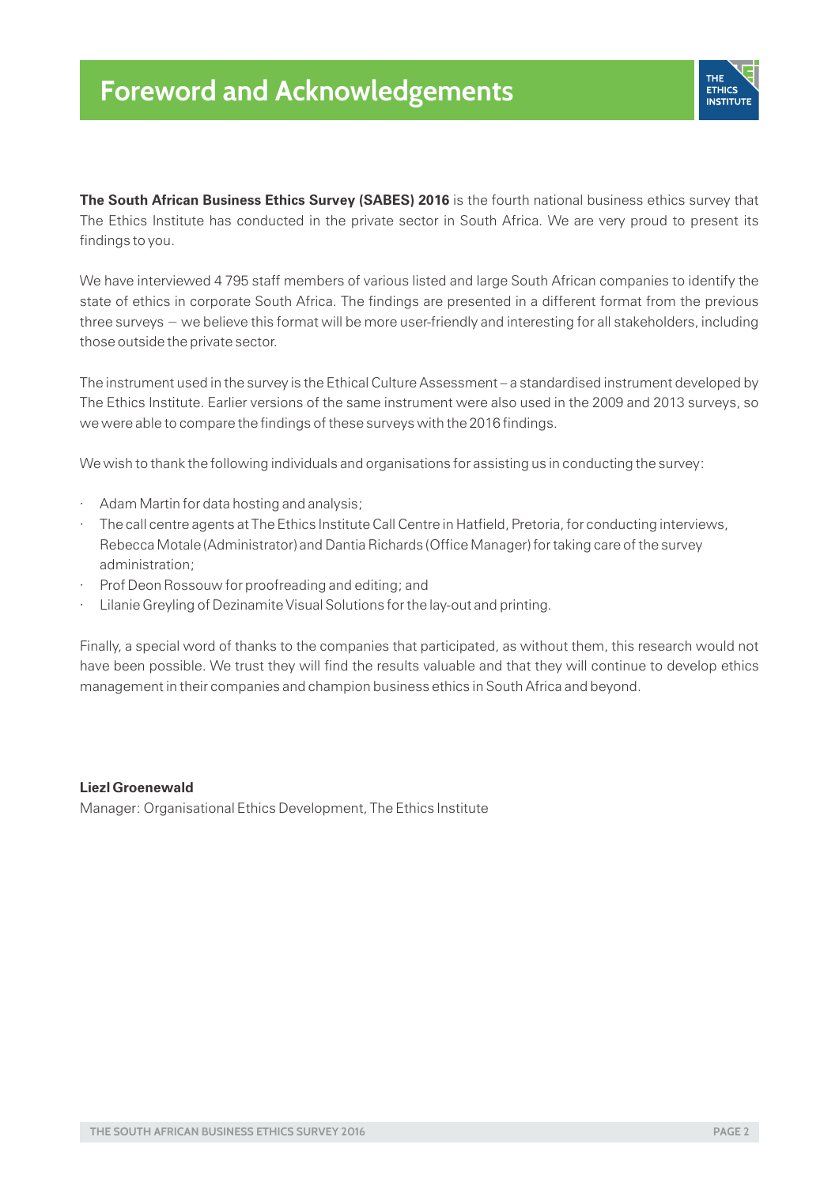# Foreword and Acknowledgements

**The South African Business Ethics Survey (SABES) 2016** is the fourth national business ethics survey that The Ethics Institute has conducted in the private sector in South Africa. We are very proud to present its findings to you.

We have interviewed 4 795 staff members of various listed and large South African companies to identify the state of ethics in corporate South Africa. The findings are presented in a different format from the previous three surveys — we believe this format will be more user-friendly and interesting for all stakeholders, including those outside the private sector.

The instrument used in the survey is the Ethical Culture Assessment – a standardised instrument developed by The Ethics Institute. Earlier versions of the same instrument were also used in the 2009 and 2013 surveys, so we were able to compare the findings of these surveys with the 2016 findings.

We wish to thank the following individuals and organisations for assisting us in conducting the survey:

- Adam Martin for data hosting and analysis;
- The call centre agents at The Ethics Institute Call Centre in Hatfield, Pretoria, for conducting interviews, Rebecca Motale (Administrator) and Dantia Richards (Office Manager) for taking care of the survey administration;
- Prof Deon Rossouw for proofreading and editing; and
- Lilanie Greyling of Dezinamite Visual Solutions for the lay-out and printing.

Finally, a special word of thanks to the companies that participated, as without them, this research would not have been possible. We trust they will find the results valuable and that they will continue to develop ethics management in their companies and champion business ethics in South Africa and beyond.

**Liezl Groenewald**
Manager: Organisational Ethics Development, The Ethics Institute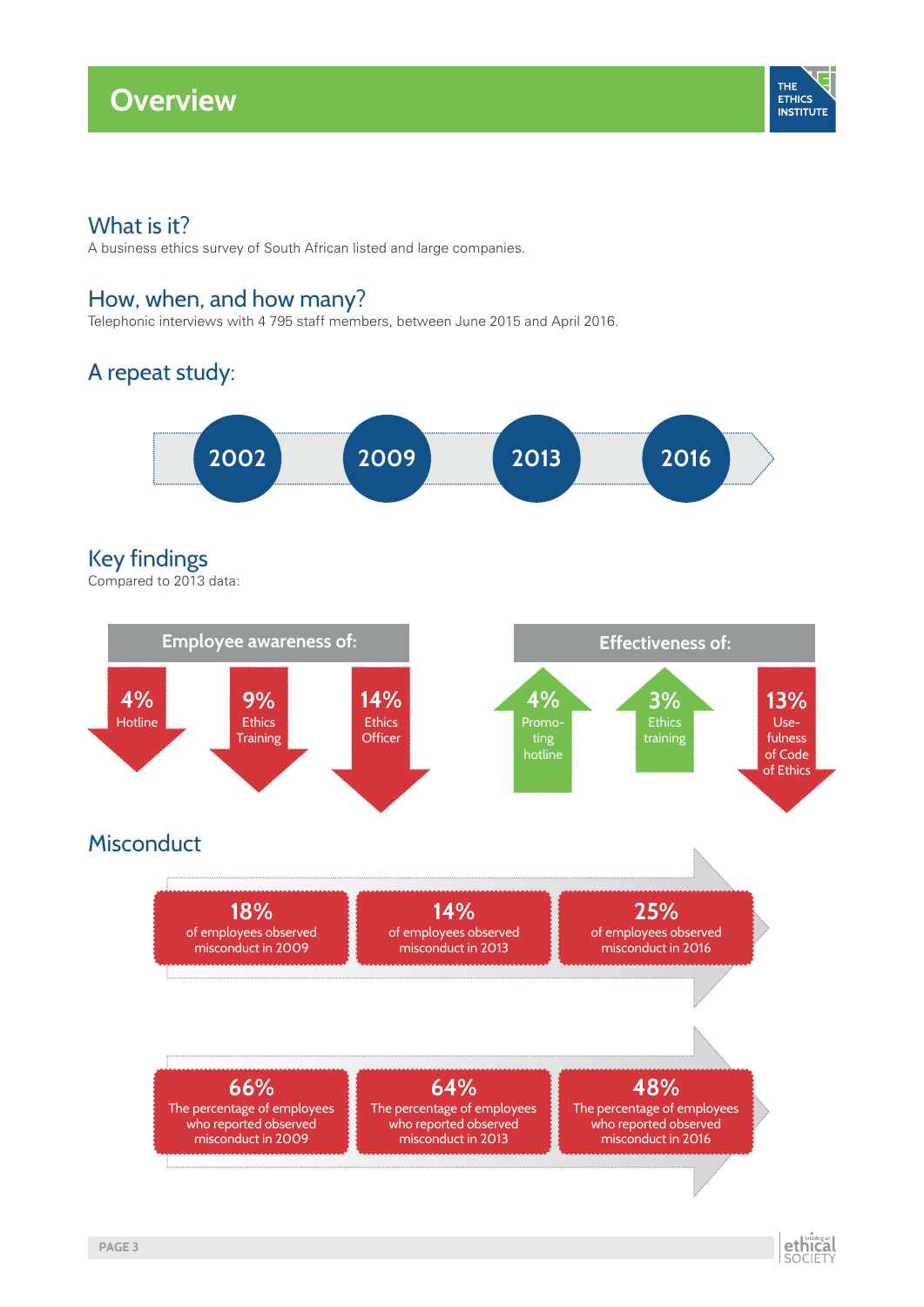# Overview

THE ETHICS INSTITUTE

## What is it?

A business ethics survey of South African listed and large companies.

## How, when, and how many?

Telephonic interviews with 4 795 staff members, between June 2015 and April 2016.

## A repeat study:

2002 → 2009 → 2013 → 2016

## Key findings

Compared to 2013 data:

**Employee awareness of:**

- ↓ 4% Hotline
- ↓ 9% Ethics Training
- ↓ 14% Ethics Officer

**Effectiveness of:**

- ↑ 4% Promoting hotline
- ↑ 3% Ethics training
- ↓ 13% Usefulness of Code of Ethics

## Misconduct

- **18%** of employees observed misconduct in 2009
- **14%** of employees observed misconduct in 2013
- **25%** of employees observed misconduct in 2016

- **66%** The percentage of employees who reported observed misconduct in 2009
- **64%** The percentage of employees who reported observed misconduct in 2013
- **48%** The percentage of employees who reported observed misconduct in 2016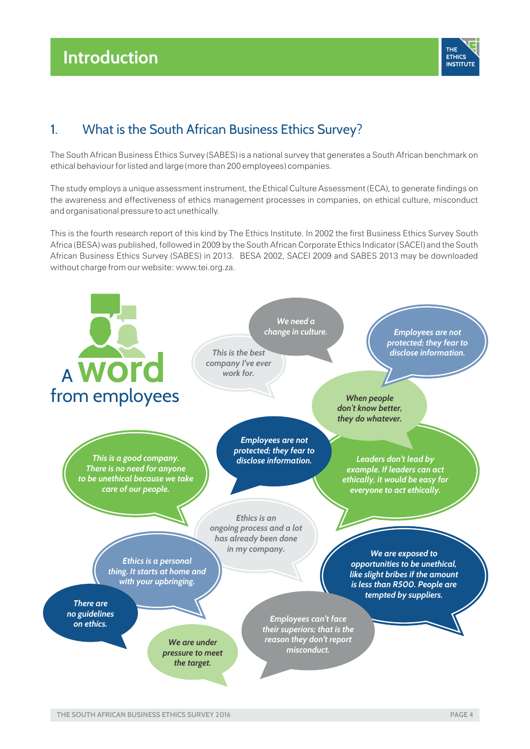# Introduction

## 1. What is the South African Business Ethics Survey?

The South African Business Ethics Survey (SABES) is a national survey that generates a South African benchmark on ethical behaviour for listed and large (more than 200 employees) companies.

The study employs a unique assessment instrument, the Ethical Culture Assessment (ECA), to generate findings on the awareness and effectiveness of ethics management processes in companies, on ethical culture, misconduct and organisational pressure to act unethically.

This is the fourth research report of this kind by The Ethics Institute. In 2002 the first Business Ethics Survey South Africa (BESA) was published, followed in 2009 by the South African Corporate Ethics Indicator (SACEI) and the South African Business Ethics Survey (SABES) in 2013. BESA 2002, SACEI 2009 and SABES 2013 may be downloaded without charge from our website: www.tei.org.za.

## A word from employees

*We need a change in culture.*

*This is the best company I've ever work for.*

*Employees are not protected; they fear to disclose information.*

*When people don't know better, they do whatever.*

*Employees are not protected; they fear to disclose information.*

*This is a good company. There is no need for anyone to be unethical because we take care of our people.*

*Leaders don't lead by example. If leaders can act ethically, it would be easy for everyone to act ethically.*

*Ethics is an ongoing process and a lot has already been done in my company.*

*Ethics is a personal thing. It starts at home and with your upbringing.*

*We are exposed to opportunities to be unethical, like slight bribes if the amount is less than R500. People are tempted by suppliers.*

*There are no guidelines on ethics.*

*We are under pressure to meet the target.*

*Employees can't face their superiors; that is the reason they don't report misconduct.*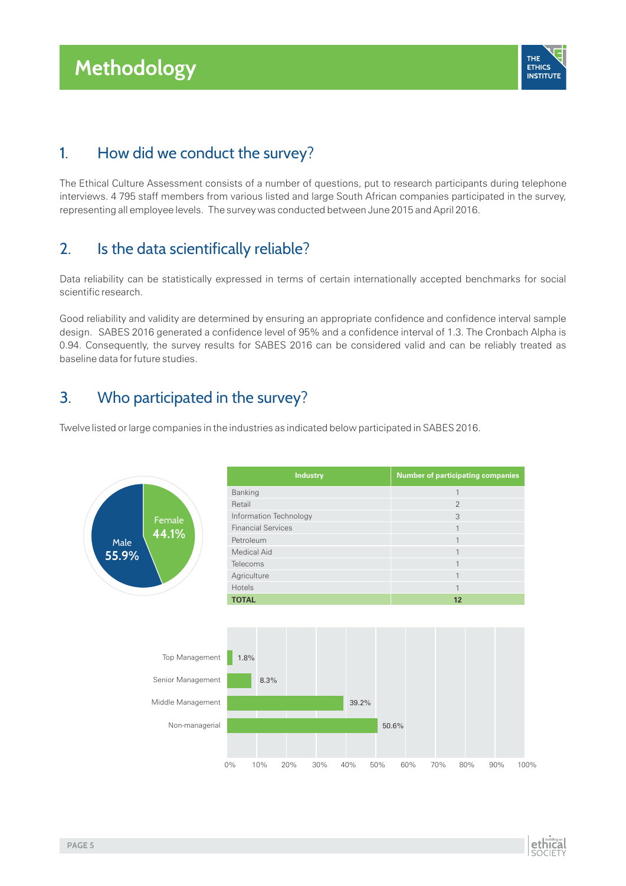# Methodology

## 1. How did we conduct the survey?

The Ethical Culture Assessment consists of a number of questions, put to research participants during telephone interviews. 4 795 staff members from various listed and large South African companies participated in the survey, representing all employee levels. The survey was conducted between June 2015 and April 2016.

## 2. Is the data scientifically reliable?

Data reliability can be statistically expressed in terms of certain internationally accepted benchmarks for social scientific research.

Good reliability and validity are determined by ensuring an appropriate confidence and confidence interval sample design. SABES 2016 generated a confidence level of 95% and a confidence interval of 1.3. The Cronbach Alpha is 0.94. Consequently, the survey results for SABES 2016 can be considered valid and can be reliably treated as baseline data for future studies.

## 3. Who participated in the survey?

Twelve listed or large companies in the industries as indicated below participated in SABES 2016.

Male 55.9%
Female 44.1%

| Industry | Number of participating companies |
|---|---|
| Banking | 1 |
| Retail | 2 |
| Information Technology | 3 |
| Financial Services | 1 |
| Petroleum | 1 |
| Medical Aid | 1 |
| Telecoms | 1 |
| Agriculture | 1 |
| Hotels | 1 |
| **TOTAL** | **12** |

| Level | Percentage |
|---|---|
| Top Management | 1.8% |
| Senior Management | 8.3% |
| Middle Management | 39.2% |
| Non-managerial | 50.6% |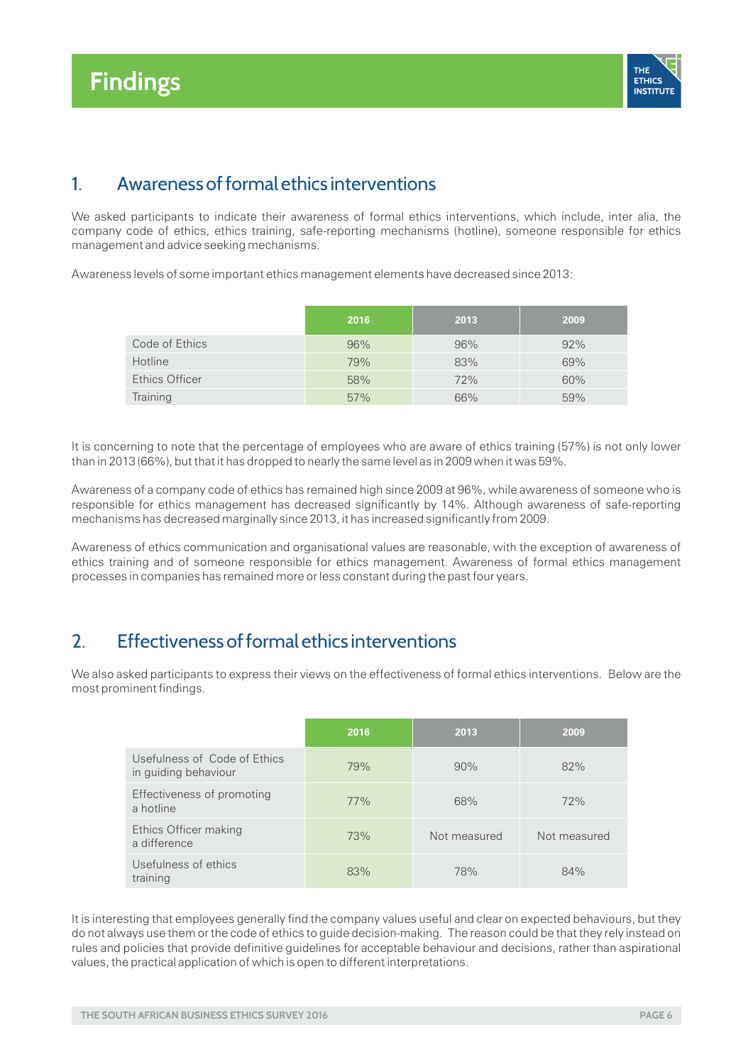# Findings

## 1. Awareness of formal ethics interventions

We asked participants to indicate their awareness of formal ethics interventions, which include, inter alia, the company code of ethics, ethics training, safe-reporting mechanisms (hotline), someone responsible for ethics management and advice seeking mechanisms.

Awareness levels of some important ethics management elements have decreased since 2013:

| | 2016 | 2013 | 2009 |
|---|---|---|---|
| Code of Ethics | 96% | 96% | 92% |
| Hotline | 79% | 83% | 69% |
| Ethics Officer | 58% | 72% | 60% |
| Training | 57% | 66% | 59% |

It is concerning to note that the percentage of employees who are aware of ethics training (57%) is not only lower than in 2013 (66%), but that it has dropped to nearly the same level as in 2009 when it was 59%.

Awareness of a company code of ethics has remained high since 2009 at 96%, while awareness of someone who is responsible for ethics management has decreased significantly by 14%. Although awareness of safe-reporting mechanisms has decreased marginally since 2013, it has increased significantly from 2009.

Awareness of ethics communication and organisational values are reasonable, with the exception of awareness of ethics training and of someone responsible for ethics management. Awareness of formal ethics management processes in companies has remained more or less constant during the past four years.

## 2. Effectiveness of formal ethics interventions

We also asked participants to express their views on the effectiveness of formal ethics interventions. Below are the most prominent findings.

| | 2016 | 2013 | 2009 |
|---|---|---|---|
| Usefulness of Code of Ethics in guiding behaviour | 79% | 90% | 82% |
| Effectiveness of promoting a hotline | 77% | 68% | 72% |
| Ethics Officer making a difference | 73% | Not measured | Not measured |
| Usefulness of ethics training | 83% | 78% | 84% |

It is interesting that employees generally find the company values useful and clear on expected behaviours, but they do not always use them or the code of ethics to guide decision-making. The reason could be that they rely instead on rules and policies that provide definitive guidelines for acceptable behaviour and decisions, rather than aspirational values, the practical application of which is open to different interpretations.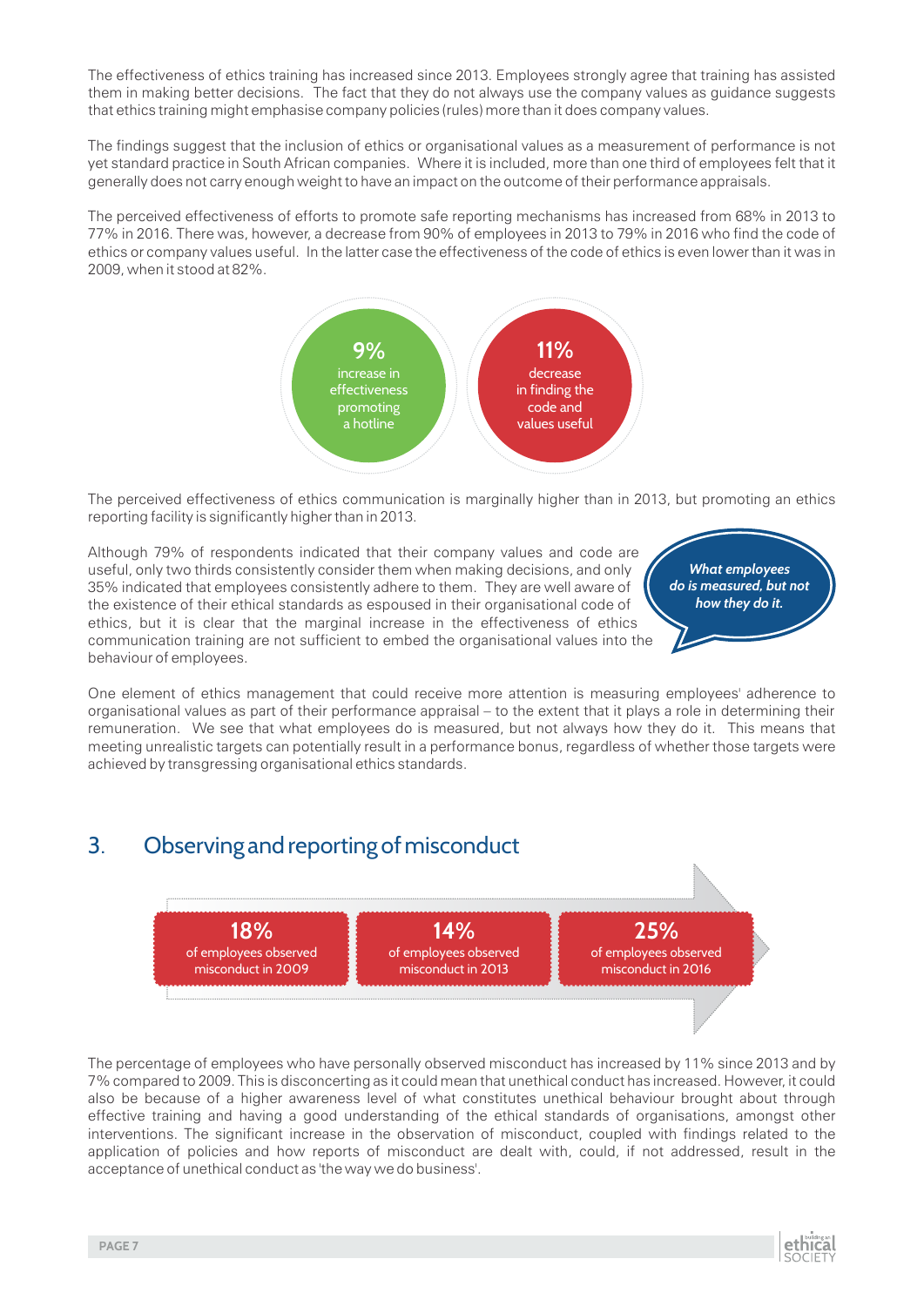The effectiveness of ethics training has increased since 2013. Employees strongly agree that training has assisted them in making better decisions. The fact that they do not always use the company values as guidance suggests that ethics training might emphasise company policies (rules) more than it does company values.

The findings suggest that the inclusion of ethics or organisational values as a measurement of performance is not yet standard practice in South African companies. Where it is included, more than one third of employees felt that it generally does not carry enough weight to have an impact on the outcome of their performance appraisals.

The perceived effectiveness of efforts to promote safe reporting mechanisms has increased from 68% in 2013 to 77% in 2016. There was, however, a decrease from 90% of employees in 2013 to 79% in 2016 who find the code of ethics or company values useful. In the latter case the effectiveness of the code of ethics is even lower than it was in 2009, when it stood at 82%.

**9%** increase in effectiveness promoting a hotline

**11%** decrease in finding the code and values useful

The perceived effectiveness of ethics communication is marginally higher than in 2013, but promoting an ethics reporting facility is significantly higher than in 2013.

Although 79% of respondents indicated that their company values and code are useful, only two thirds consistently consider them when making decisions, and only 35% indicated that employees consistently adhere to them. They are well aware of the existence of their ethical standards as espoused in their organisational code of ethics, but it is clear that the marginal increase in the effectiveness of ethics communication training are not sufficient to embed the organisational values into the behaviour of employees.

***What employees do is measured, but not how they do it.***

One element of ethics management that could receive more attention is measuring employees' adherence to organisational values as part of their performance appraisal – to the extent that it plays a role in determining their remuneration. We see that what employees do is measured, but not always how they do it. This means that meeting unrealistic targets can potentially result in a performance bonus, regardless of whether those targets were achieved by transgressing organisational ethics standards.

## 3. Observing and reporting of misconduct

**18%** of employees observed misconduct in 2009

**14%** of employees observed misconduct in 2013

**25%** of employees observed misconduct in 2016

The percentage of employees who have personally observed misconduct has increased by 11% since 2013 and by 7% compared to 2009. This is disconcerting as it could mean that unethical conduct has increased. However, it could also be because of a higher awareness level of what constitutes unethical behaviour brought about through effective training and having a good understanding of the ethical standards of organisations, amongst other interventions. The significant increase in the observation of misconduct, coupled with findings related to the application of policies and how reports of misconduct are dealt with, could, if not addressed, result in the acceptance of unethical conduct as 'the way we do business'.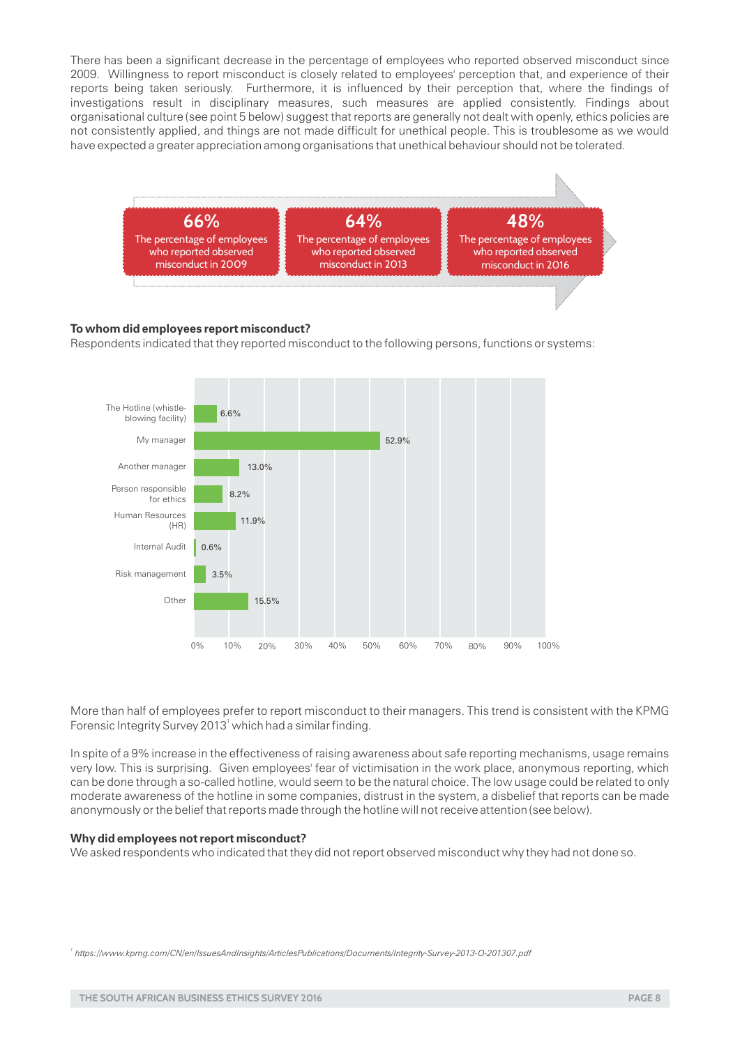There has been a significant decrease in the percentage of employees who reported observed misconduct since 2009. Willingness to report misconduct is closely related to employees' perception that, and experience of their reports being taken seriously. Furthermore, it is influenced by their perception that, where the findings of investigations result in disciplinary measures, such measures are applied consistently. Findings about organisational culture (see point 5 below) suggest that reports are generally not dealt with openly, ethics policies are not consistently applied, and things are not made difficult for unethical people. This is troublesome as we would have expected a greater appreciation among organisations that unethical behaviour should not be tolerated.

| 66% | 64% | 48% |
|---|---|---|
| The percentage of employees who reported observed misconduct in 2009 | The percentage of employees who reported observed misconduct in 2013 | The percentage of employees who reported observed misconduct in 2016 |

**To whom did employees report misconduct?**

Respondents indicated that they reported misconduct to the following persons, functions or systems:

| Reported to | Percentage |
|---|---|
| The Hotline (whistle-blowing facility) | 6.6% |
| My manager | 52.9% |
| Another manager | 13.0% |
| Person responsible for ethics | 8.2% |
| Human Resources (HR) | 11.9% |
| Internal Audit | 0.6% |
| Risk management | 3.5% |
| Other | 15.5% |

More than half of employees prefer to report misconduct to their managers. This trend is consistent with the KPMG Forensic Integrity Survey 2013[1] which had a similar finding.

In spite of a 9% increase in the effectiveness of raising awareness about safe reporting mechanisms, usage remains very low. This is surprising. Given employees' fear of victimisation in the work place, anonymous reporting, which can be done through a so-called hotline, would seem to be the natural choice. The low usage could be related to only moderate awareness of the hotline in some companies, distrust in the system, a disbelief that reports can be made anonymously or the belief that reports made through the hotline will not receive attention (see below).

**Why did employees not report misconduct?**

We asked respondents who indicated that they did not report observed misconduct why they had not done so.

[1] *https://www.kpmg.com/CN/en/IssuesAndInsights/ArticlesPublications/Documents/Integrity-Survey-2013-O-201307.pdf*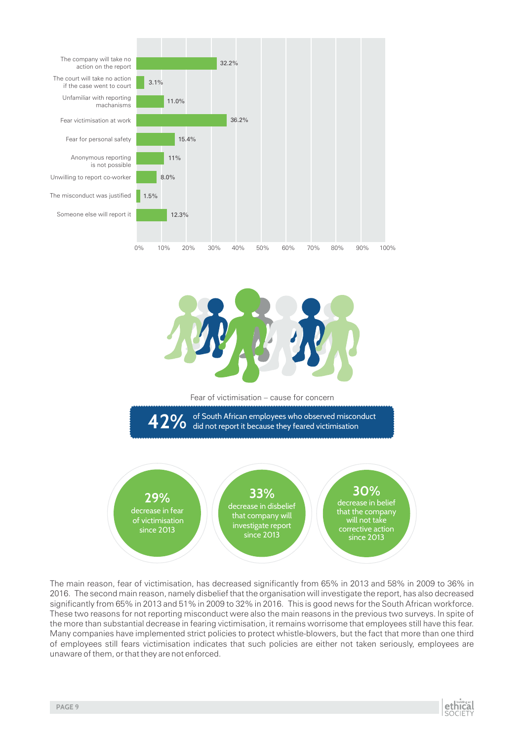| Reason | Percentage |
|---|---|
| The company will take no action on the report | 32.2% |
| The court will take no action if the case went to court | 3.1% |
| Unfamiliar with reporting machanisms | 11.0% |
| Fear victimisation at work | 36.2% |
| Fear for personal safety | 15.4% |
| Anonymous reporting is not possible | 11% |
| Unwilling to report co-worker | 8.0% |
| The misconduct was justified | 1.5% |
| Someone else will report it | 12.3% |

Fear of victimisation – cause for concern

**42%** of South African employees who observed misconduct did not report it because they feared victimisation

**29%** decrease in fear of victimisation since 2013

**33%** decrease in disbelief that company will investigate report since 2013

**30%** decrease in belief that the company will not take corrective action since 2013

The main reason, fear of victimisation, has decreased significantly from 65% in 2013 and 58% in 2009 to 36% in 2016. The second main reason, namely disbelief that the organisation will investigate the report, has also decreased significantly from 65% in 2013 and 51% in 2009 to 32% in 2016. This is good news for the South African workforce. These two reasons for not reporting misconduct were also the main reasons in the previous two surveys. In spite of the more than substantial decrease in fearing victimisation, it remains worrisome that employees still have this fear. Many companies have implemented strict policies to protect whistle-blowers, but the fact that more than one third of employees still fears victimisation indicates that such policies are either not taken seriously, employees are unaware of them, or that they are not enforced.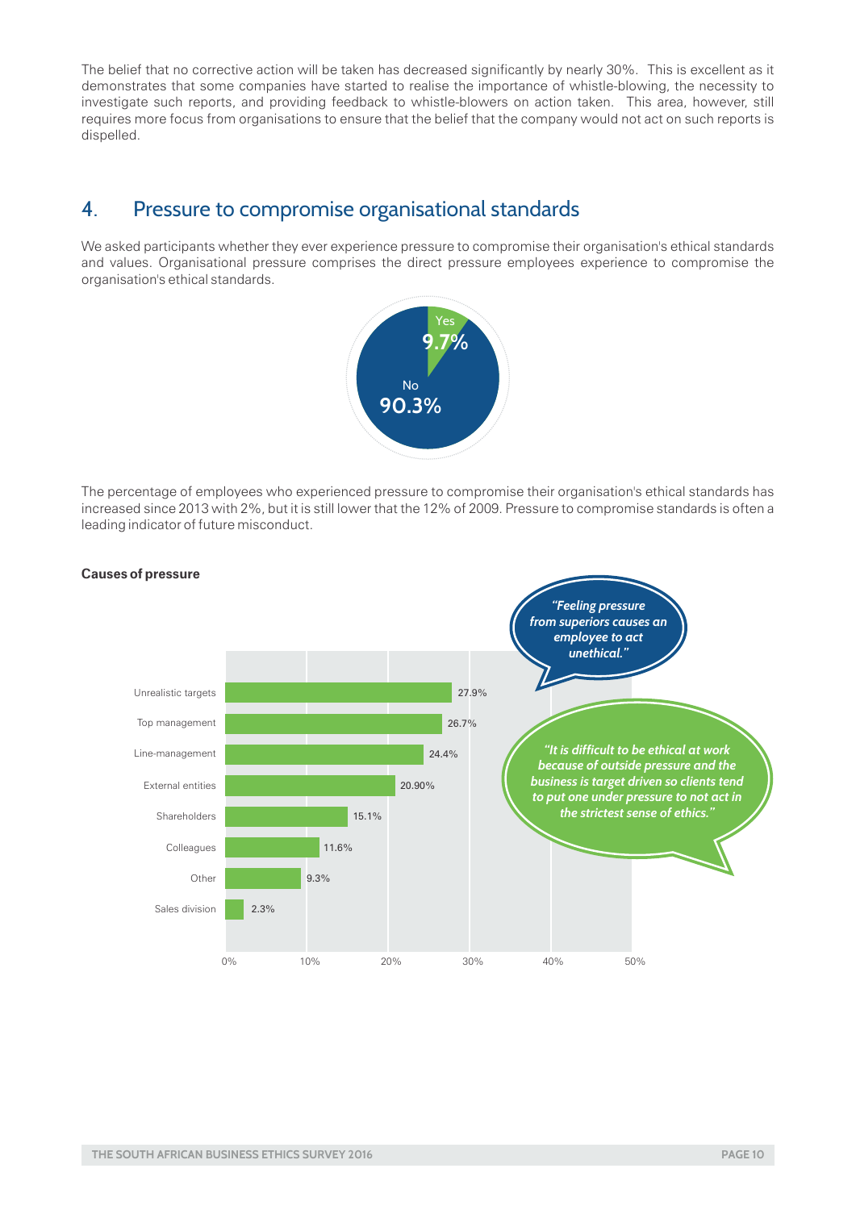The belief that no corrective action will be taken has decreased significantly by nearly 30%. This is excellent as it demonstrates that some companies have started to realise the importance of whistle-blowing, the necessity to investigate such reports, and providing feedback to whistle-blowers on action taken. This area, however, still requires more focus from organisations to ensure that the belief that the company would not act on such reports is dispelled.

## 4. Pressure to compromise organisational standards

We asked participants whether they ever experience pressure to compromise their organisation's ethical standards and values. Organisational pressure comprises the direct pressure employees experience to compromise the organisation's ethical standards.

| Response | Percentage |
|---|---|
| Yes | 9.7% |
| No | 90.3% |

The percentage of employees who experienced pressure to compromise their organisation's ethical standards has increased since 2013 with 2%, but it is still lower that the 12% of 2009. Pressure to compromise standards is often a leading indicator of future misconduct.

**Causes of pressure**

| Cause | Percentage |
|---|---|
| Unrealistic targets | 27.9% |
| Top management | 26.7% |
| Line-management | 24.4% |
| External entities | 20.90% |
| Shareholders | 15.1% |
| Colleagues | 11.6% |
| Other | 9.3% |
| Sales division | 2.3% |

*"Feeling pressure from superiors causes an employee to act unethical."*

*"It is difficult to be ethical at work because of outside pressure and the business is target driven so clients tend to put one under pressure to not act in the strictest sense of ethics."*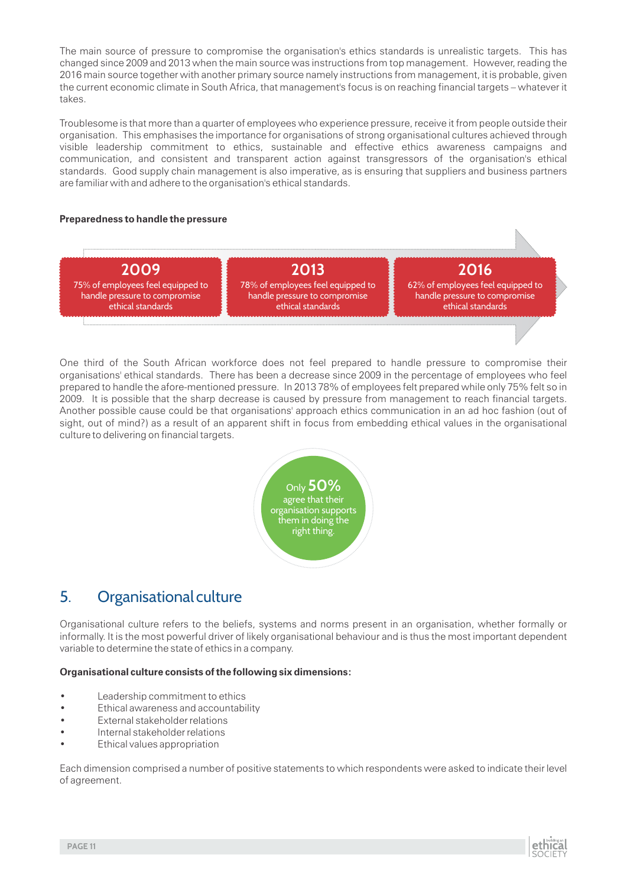The main source of pressure to compromise the organisation's ethics standards is unrealistic targets. This has changed since 2009 and 2013 when the main source was instructions from top management. However, reading the 2016 main source together with another primary source namely instructions from management, it is probable, given the current economic climate in South Africa, that management's focus is on reaching financial targets – whatever it takes.

Troublesome is that more than a quarter of employees who experience pressure, receive it from people outside their organisation. This emphasises the importance for organisations of strong organisational cultures achieved through visible leadership commitment to ethics, sustainable and effective ethics awareness campaigns and communication, and consistent and transparent action against transgressors of the organisation's ethical standards. Good supply chain management is also imperative, as is ensuring that suppliers and business partners are familiar with and adhere to the organisation's ethical standards.

**Preparedness to handle the pressure**

**2009**
75% of employees feel equipped to handle pressure to compromise ethical standards

**2013**
78% of employees feel equipped to handle pressure to compromise ethical standards

**2016**
62% of employees feel equipped to handle pressure to compromise ethical standards

One third of the South African workforce does not feel prepared to handle pressure to compromise their organisations' ethical standards. There has been a decrease since 2009 in the percentage of employees who feel prepared to handle the afore-mentioned pressure. In 2013 78% of employees felt prepared while only 75% felt so in 2009. It is possible that the sharp decrease is caused by pressure from management to reach financial targets. Another possible cause could be that organisations' approach ethics communication in an ad hoc fashion (out of sight, out of mind?) as a result of an apparent shift in focus from embedding ethical values in the organisational culture to delivering on financial targets.

Only **50%** agree that their organisation supports them in doing the right thing.

## 5. Organisational culture

Organisational culture refers to the beliefs, systems and norms present in an organisation, whether formally or informally. It is the most powerful driver of likely organisational behaviour and is thus the most important dependent variable to determine the state of ethics in a company.

**Organisational culture consists of the following six dimensions:**

- Leadership commitment to ethics
- Ethical awareness and accountability
- External stakeholder relations
- Internal stakeholder relations
- Ethical values appropriation

Each dimension comprised a number of positive statements to which respondents were asked to indicate their level of agreement.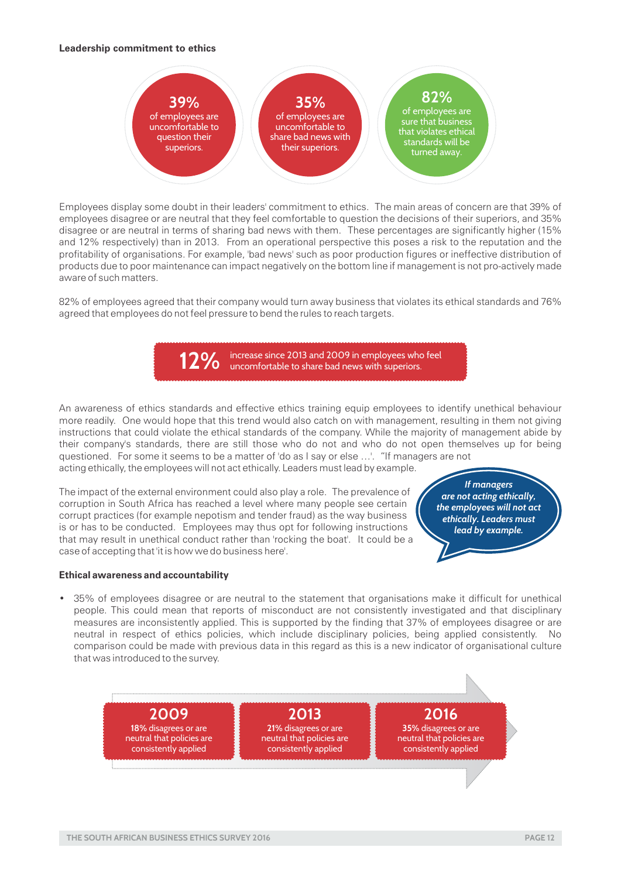**Leadership commitment to ethics**

**39%** of employees are uncomfortable to question their superiors.

**35%** of employees are uncomfortable to share bad news with their superiors.

**82%** of employees are sure that business that violates ethical standards will be turned away.

Employees display some doubt in their leaders' commitment to ethics. The main areas of concern are that 39% of employees disagree or are neutral that they feel comfortable to question the decisions of their superiors, and 35% disagree or are neutral in terms of sharing bad news with them. These percentages are significantly higher (15% and 12% respectively) than in 2013. From an operational perspective this poses a risk to the reputation and the profitability of organisations. For example, 'bad news' such as poor production figures or ineffective distribution of products due to poor maintenance can impact negatively on the bottom line if management is not pro-actively made aware of such matters.

82% of employees agreed that their company would turn away business that violates its ethical standards and 76% agreed that employees do not feel pressure to bend the rules to reach targets.

**12%** increase since 2013 and 2009 in employees who feel uncomfortable to share bad news with superiors.

An awareness of ethics standards and effective ethics training equip employees to identify unethical behaviour more readily. One would hope that this trend would also catch on with management, resulting in them not giving instructions that could violate the ethical standards of the company. While the majority of management abide by their company's standards, there are still those who do not and who do not open themselves up for being questioned. For some it seems to be a matter of 'do as I say or else …'. "If managers are not acting ethically, the employees will not act ethically. Leaders must lead by example.

The impact of the external environment could also play a role. The prevalence of corruption in South Africa has reached a level where many people see certain corrupt practices (for example nepotism and tender fraud) as the way business is or has to be conducted. Employees may thus opt for following instructions that may result in unethical conduct rather than 'rocking the boat'. It could be a case of accepting that 'it is how we do business here'.

***If managers are not acting ethically, the employees will not act ethically. Leaders must lead by example.***

**Ethical awareness and accountability**

- 35% of employees disagree or are neutral to the statement that organisations make it difficult for unethical people. This could mean that reports of misconduct are not consistently investigated and that disciplinary measures are inconsistently applied. This is supported by the finding that 37% of employees disagree or are neutral in respect of ethics policies, which include disciplinary policies, being applied consistently. No comparison could be made with previous data in this regard as this is a new indicator of organisational culture that was introduced to the survey.

**2009**
**18%** disagrees or are neutral that policies are consistently applied

**2013**
**21%** disagrees or are neutral that policies are consistently applied

**2016**
**35%** disagrees or are neutral that policies are consistently applied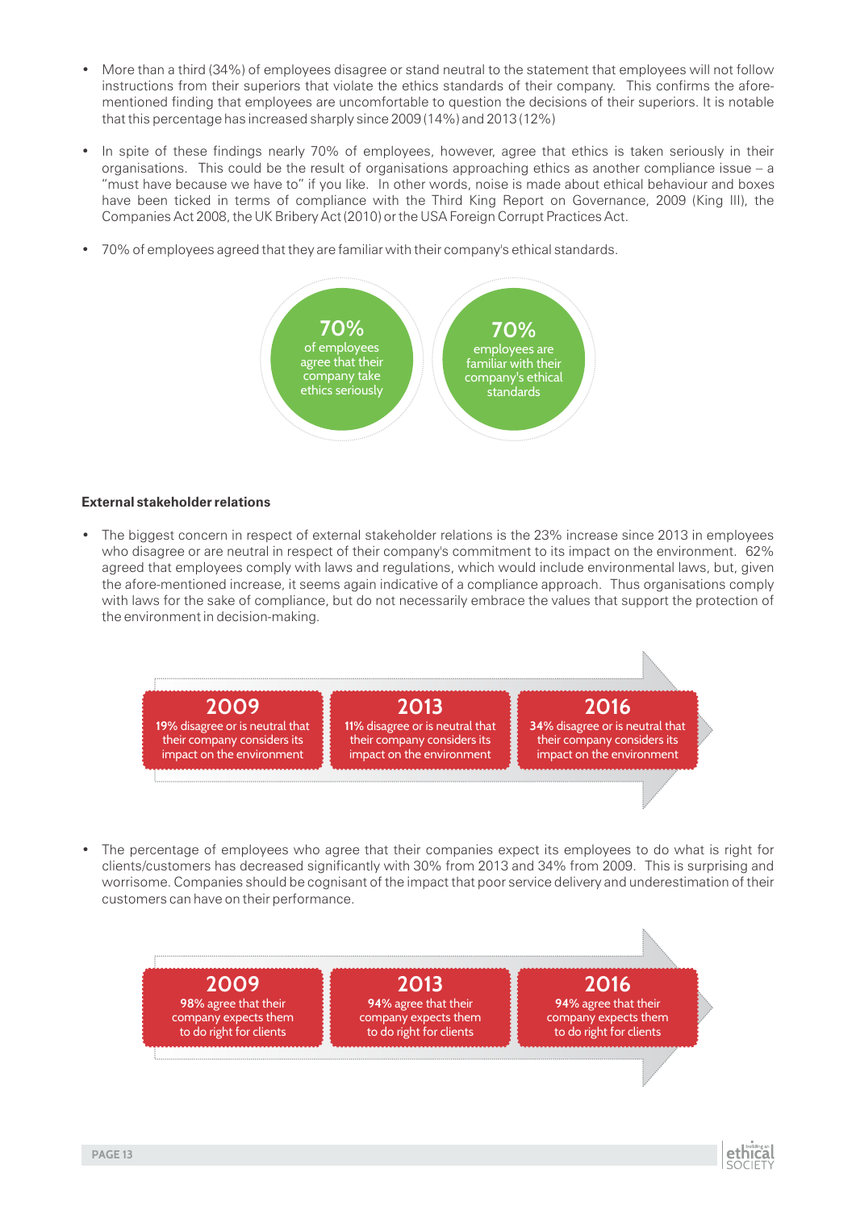- More than a third (34%) of employees disagree or stand neutral to the statement that employees will not follow instructions from their superiors that violate the ethics standards of their company. This confirms the afore-mentioned finding that employees are uncomfortable to question the decisions of their superiors. It is notable that this percentage has increased sharply since 2009 (14%) and 2013 (12%)

- In spite of these findings nearly 70% of employees, however, agree that ethics is taken seriously in their organisations. This could be the result of organisations approaching ethics as another compliance issue – a "must have because we have to" if you like. In other words, noise is made about ethical behaviour and boxes have been ticked in terms of compliance with the Third King Report on Governance, 2009 (King III), the Companies Act 2008, the UK Bribery Act (2010) or the USA Foreign Corrupt Practices Act.

- 70% of employees agreed that they are familiar with their company's ethical standards.

**70%** of employees agree that their company take ethics seriously

**70%** employees are familiar with their company's ethical standards

**External stakeholder relations**

- The biggest concern in respect of external stakeholder relations is the 23% increase since 2013 in employees who disagree or are neutral in respect of their company's commitment to its impact on the environment. 62% agreed that employees comply with laws and regulations, which would include environmental laws, but, given the afore-mentioned increase, it seems again indicative of a compliance approach. Thus organisations comply with laws for the sake of compliance, but do not necessarily embrace the values that support the protection of the environment in decision-making.

**2009**
**19%** disagree or is neutral that their company considers its impact on the environment

**2013**
**11%** disagree or is neutral that their company considers its impact on the environment

**2016**
**34%** disagree or is neutral that their company considers its impact on the environment

- The percentage of employees who agree that their companies expect its employees to do what is right for clients/customers has decreased significantly with 30% from 2013 and 34% from 2009. This is surprising and worrisome. Companies should be cognisant of the impact that poor service delivery and underestimation of their customers can have on their performance.

**2009**
**98%** agree that their company expects them to do right for clients

**2013**
**94%** agree that their company expects them to do right for clients

**2016**
**94%** agree that their company expects them to do right for clients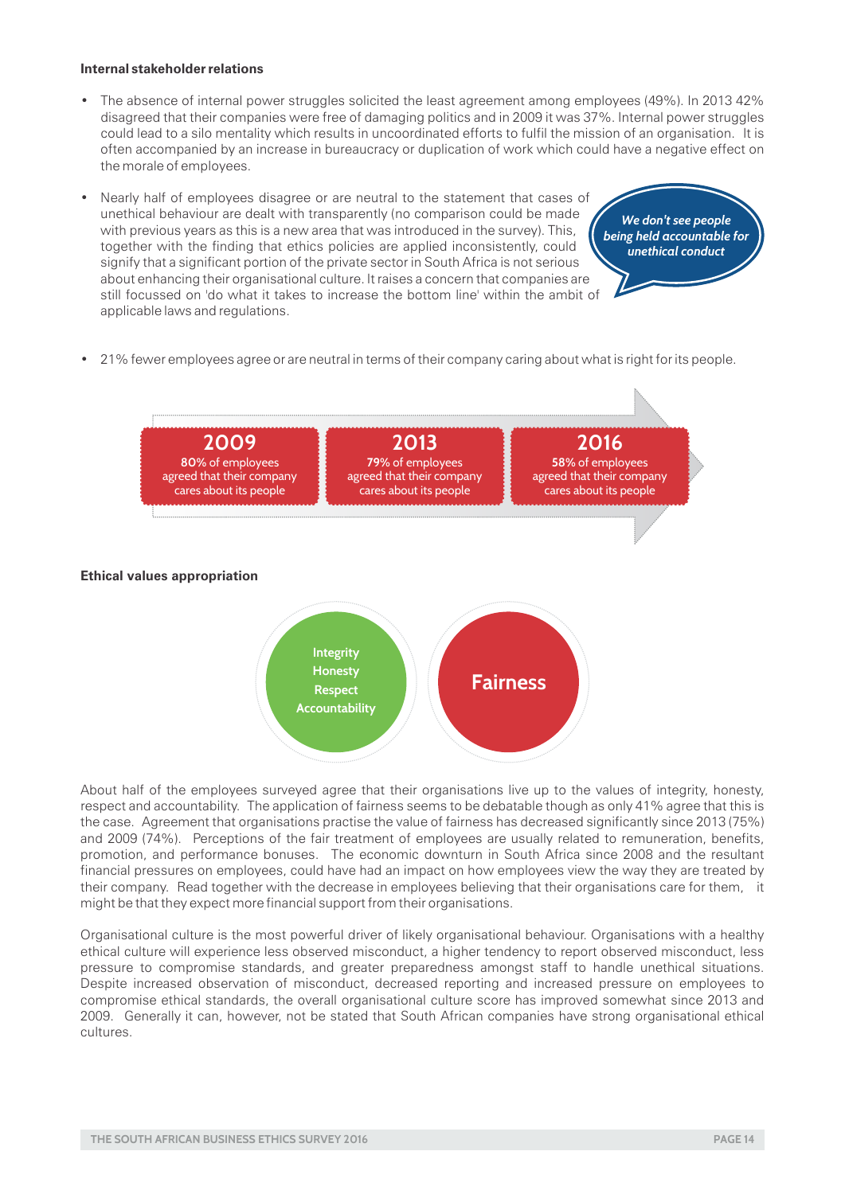**Internal stakeholder relations**

- The absence of internal power struggles solicited the least agreement among employees (49%). In 2013 42% disagreed that their companies were free of damaging politics and in 2009 it was 37%. Internal power struggles could lead to a silo mentality which results in uncoordinated efforts to fulfil the mission of an organisation. It is often accompanied by an increase in bureaucracy or duplication of work which could have a negative effect on the morale of employees.
- Nearly half of employees disagree or are neutral to the statement that cases of unethical behaviour are dealt with transparently (no comparison could be made with previous years as this is a new area that was introduced in the survey). This, together with the finding that ethics policies are applied inconsistently, could signify that a significant portion of the private sector in South Africa is not serious about enhancing their organisational culture. It raises a concern that companies are still focussed on 'do what it takes to increase the bottom line' within the ambit of applicable laws and regulations.

*We don't see people being held accountable for unethical conduct*

- 21% fewer employees agree or are neutral in terms of their company caring about what is right for its people.

**2009**
80% of employees agreed that their company cares about its people

**2013**
79% of employees agreed that their company cares about its people

**2016**
58% of employees agreed that their company cares about its people

**Ethical values appropriation**

Integrity
Honesty
Respect
Accountability

**Fairness**

About half of the employees surveyed agree that their organisations live up to the values of integrity, honesty, respect and accountability. The application of fairness seems to be debatable though as only 41% agree that this is the case. Agreement that organisations practise the value of fairness has decreased significantly since 2013 (75%) and 2009 (74%). Perceptions of the fair treatment of employees are usually related to remuneration, benefits, promotion, and performance bonuses. The economic downturn in South Africa since 2008 and the resultant financial pressures on employees, could have had an impact on how employees view the way they are treated by their company. Read together with the decrease in employees believing that their organisations care for them, it might be that they expect more financial support from their organisations.

Organisational culture is the most powerful driver of likely organisational behaviour. Organisations with a healthy ethical culture will experience less observed misconduct, a higher tendency to report observed misconduct, less pressure to compromise standards, and greater preparedness amongst staff to handle unethical situations. Despite increased observation of misconduct, decreased reporting and increased pressure on employees to compromise ethical standards, the overall organisational culture score has improved somewhat since 2013 and 2009. Generally it can, however, not be stated that South African companies have strong organisational ethical cultures.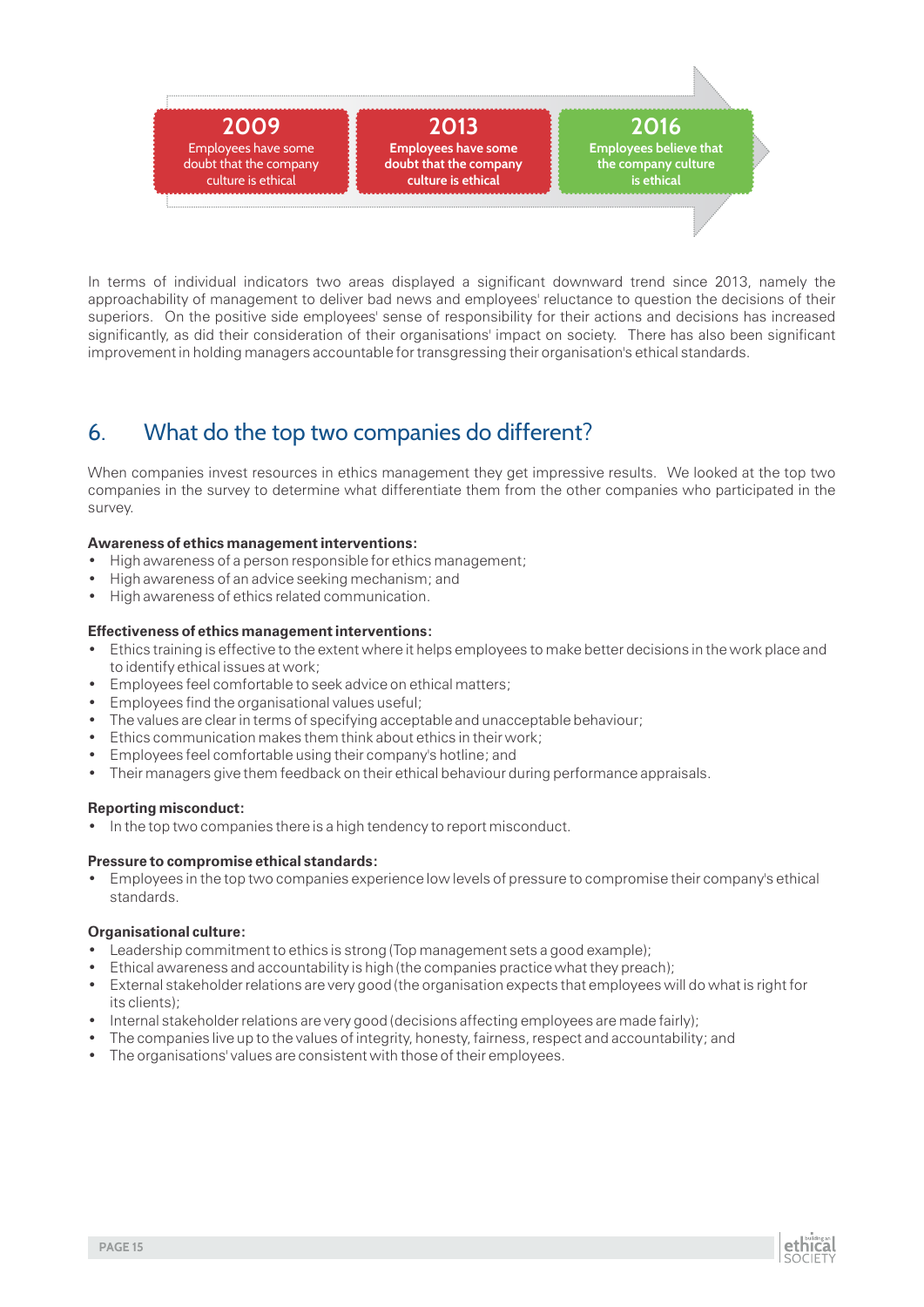**2009**
Employees have some doubt that the company culture is ethical

**2013**
Employees have some doubt that the company culture is ethical

**2016**
Employees believe that the company culture is ethical

In terms of individual indicators two areas displayed a significant downward trend since 2013, namely the approachability of management to deliver bad news and employees' reluctance to question the decisions of their superiors. On the positive side employees' sense of responsibility for their actions and decisions has increased significantly, as did their consideration of their organisations' impact on society. There has also been significant improvement in holding managers accountable for transgressing their organisation's ethical standards.

## 6. What do the top two companies do different?

When companies invest resources in ethics management they get impressive results. We looked at the top two companies in the survey to determine what differentiate them from the other companies who participated in the survey.

**Awareness of ethics management interventions:**

- High awareness of a person responsible for ethics management;
- High awareness of an advice seeking mechanism; and
- High awareness of ethics related communication.

**Effectiveness of ethics management interventions:**

- Ethics training is effective to the extent where it helps employees to make better decisions in the work place and to identify ethical issues at work;
- Employees feel comfortable to seek advice on ethical matters;
- Employees find the organisational values useful;
- The values are clear in terms of specifying acceptable and unacceptable behaviour;
- Ethics communication makes them think about ethics in their work;
- Employees feel comfortable using their company's hotline; and
- Their managers give them feedback on their ethical behaviour during performance appraisals.

**Reporting misconduct:**

- In the top two companies there is a high tendency to report misconduct.

**Pressure to compromise ethical standards:**

- Employees in the top two companies experience low levels of pressure to compromise their company's ethical standards.

**Organisational culture:**

- Leadership commitment to ethics is strong (Top management sets a good example);
- Ethical awareness and accountability is high (the companies practice what they preach);
- External stakeholder relations are very good (the organisation expects that employees will do what is right for its clients);
- Internal stakeholder relations are very good (decisions affecting employees are made fairly);
- The companies live up to the values of integrity, honesty, fairness, respect and accountability; and
- The organisations' values are consistent with those of their employees.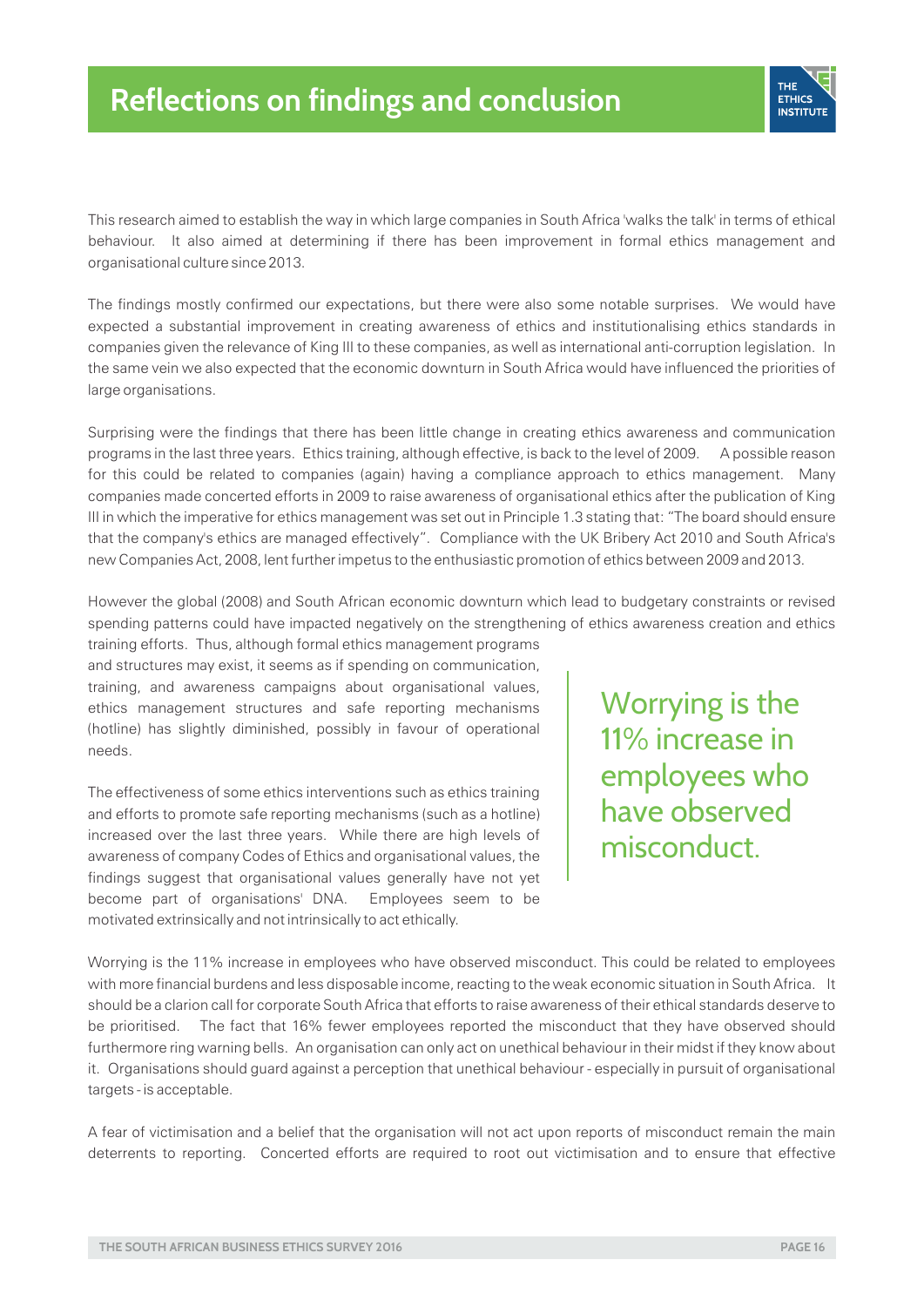# Reflections on findings and conclusion

This research aimed to establish the way in which large companies in South Africa 'walks the talk' in terms of ethical behaviour. It also aimed at determining if there has been improvement in formal ethics management and organisational culture since 2013.

The findings mostly confirmed our expectations, but there were also some notable surprises. We would have expected a substantial improvement in creating awareness of ethics and institutionalising ethics standards in companies given the relevance of King III to these companies, as well as international anti-corruption legislation. In the same vein we also expected that the economic downturn in South Africa would have influenced the priorities of large organisations.

Surprising were the findings that there has been little change in creating ethics awareness and communication programs in the last three years. Ethics training, although effective, is back to the level of 2009. A possible reason for this could be related to companies (again) having a compliance approach to ethics management. Many companies made concerted efforts in 2009 to raise awareness of organisational ethics after the publication of King III in which the imperative for ethics management was set out in Principle 1.3 stating that: "The board should ensure that the company's ethics are managed effectively". Compliance with the UK Bribery Act 2010 and South Africa's new Companies Act, 2008, lent further impetus to the enthusiastic promotion of ethics between 2009 and 2013.

However the global (2008) and South African economic downturn which lead to budgetary constraints or revised spending patterns could have impacted negatively on the strengthening of ethics awareness creation and ethics training efforts. Thus, although formal ethics management programs and structures may exist, it seems as if spending on communication, training, and awareness campaigns about organisational values, ethics management structures and safe reporting mechanisms (hotline) has slightly diminished, possibly in favour of operational needs.

The effectiveness of some ethics interventions such as ethics training and efforts to promote safe reporting mechanisms (such as a hotline) increased over the last three years. While there are high levels of awareness of company Codes of Ethics and organisational values, the findings suggest that organisational values generally have not yet become part of organisations' DNA. Employees seem to be motivated extrinsically and not intrinsically to act ethically.

> Worrying is the 11% increase in employees who have observed misconduct.

Worrying is the 11% increase in employees who have observed misconduct. This could be related to employees with more financial burdens and less disposable income, reacting to the weak economic situation in South Africa. It should be a clarion call for corporate South Africa that efforts to raise awareness of their ethical standards deserve to be prioritised. The fact that 16% fewer employees reported the misconduct that they have observed should furthermore ring warning bells. An organisation can only act on unethical behaviour in their midst if they know about it. Organisations should guard against a perception that unethical behaviour - especially in pursuit of organisational targets - is acceptable.

A fear of victimisation and a belief that the organisation will not act upon reports of misconduct remain the main deterrents to reporting. Concerted efforts are required to root out victimisation and to ensure that effective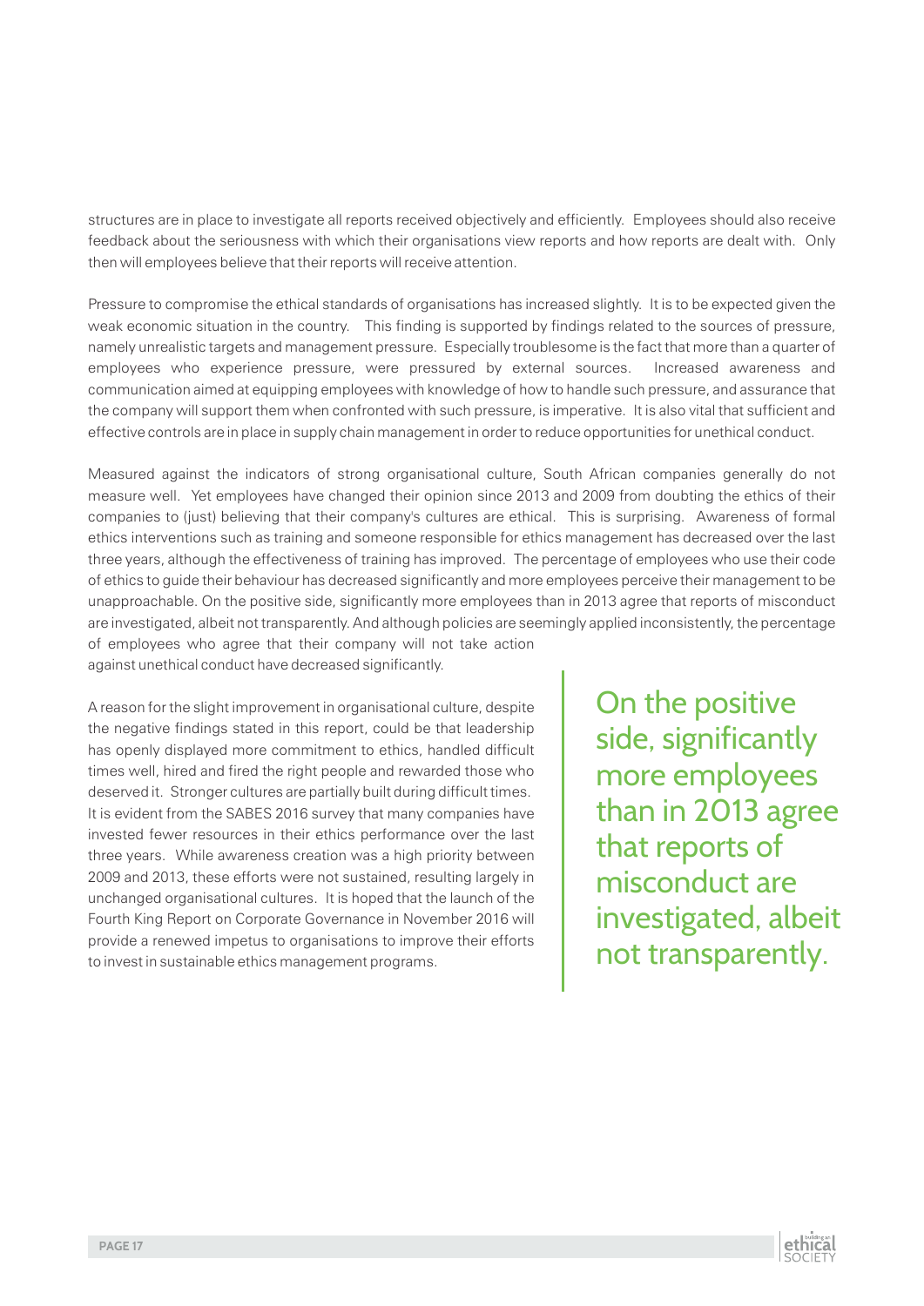structures are in place to investigate all reports received objectively and efficiently. Employees should also receive feedback about the seriousness with which their organisations view reports and how reports are dealt with. Only then will employees believe that their reports will receive attention.

Pressure to compromise the ethical standards of organisations has increased slightly. It is to be expected given the weak economic situation in the country. This finding is supported by findings related to the sources of pressure, namely unrealistic targets and management pressure. Especially troublesome is the fact that more than a quarter of employees who experience pressure, were pressured by external sources. Increased awareness and communication aimed at equipping employees with knowledge of how to handle such pressure, and assurance that the company will support them when confronted with such pressure, is imperative. It is also vital that sufficient and effective controls are in place in supply chain management in order to reduce opportunities for unethical conduct.

Measured against the indicators of strong organisational culture, South African companies generally do not measure well. Yet employees have changed their opinion since 2013 and 2009 from doubting the ethics of their companies to (just) believing that their company's cultures are ethical. This is surprising. Awareness of formal ethics interventions such as training and someone responsible for ethics management has decreased over the last three years, although the effectiveness of training has improved. The percentage of employees who use their code of ethics to guide their behaviour has decreased significantly and more employees perceive their management to be unapproachable. On the positive side, significantly more employees than in 2013 agree that reports of misconduct are investigated, albeit not transparently. And although policies are seemingly applied inconsistently, the percentage of employees who agree that their company will not take action against unethical conduct have decreased significantly.

A reason for the slight improvement in organisational culture, despite the negative findings stated in this report, could be that leadership has openly displayed more commitment to ethics, handled difficult times well, hired and fired the right people and rewarded those who deserved it. Stronger cultures are partially built during difficult times. It is evident from the SABES 2016 survey that many companies have invested fewer resources in their ethics performance over the last three years. While awareness creation was a high priority between 2009 and 2013, these efforts were not sustained, resulting largely in unchanged organisational cultures. It is hoped that the launch of the Fourth King Report on Corporate Governance in November 2016 will provide a renewed impetus to organisations to improve their efforts to invest in sustainable ethics management programs.

> On the positive side, significantly more employees than in 2013 agree that reports of misconduct are investigated, albeit not transparently.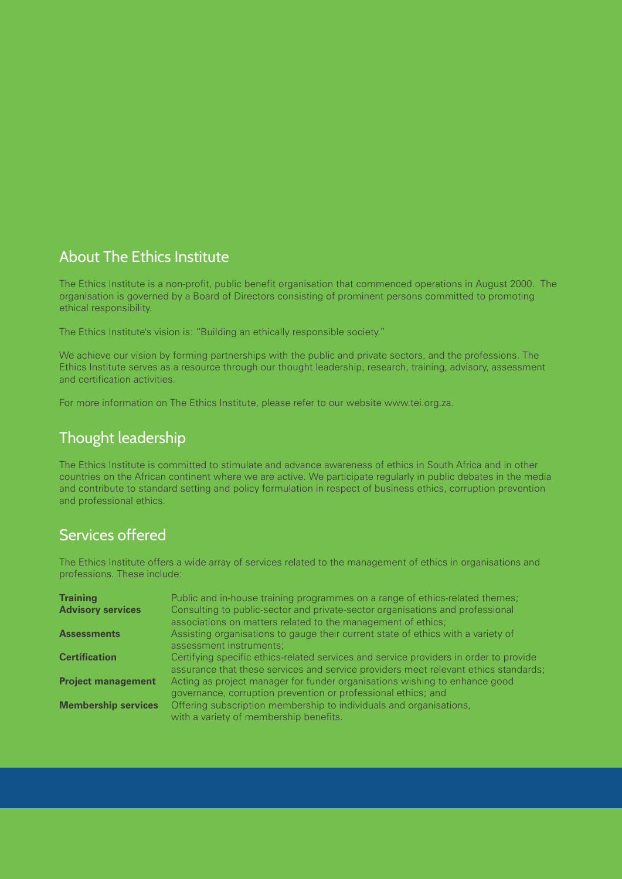## About The Ethics Institute

The Ethics Institute is a non-profit, public benefit organisation that commenced operations in August 2000. The organisation is governed by a Board of Directors consisting of prominent persons committed to promoting ethical responsibility.

The Ethics Institute's vision is: "Building an ethically responsible society."

We achieve our vision by forming partnerships with the public and private sectors, and the professions. The Ethics Institute serves as a resource through our thought leadership, research, training, advisory, assessment and certification activities.

For more information on The Ethics Institute, please refer to our website www.tei.org.za.

## Thought leadership

The Ethics Institute is committed to stimulate and advance awareness of ethics in South Africa and in other countries on the African continent where we are active. We participate regularly in public debates in the media and contribute to standard setting and policy formulation in respect of business ethics, corruption prevention and professional ethics.

## Services offered

The Ethics Institute offers a wide array of services related to the management of ethics in organisations and professions. These include:

| | |
|---|---|
| **Training** | Public and in-house training programmes on a range of ethics-related themes; |
| **Advisory services** | Consulting to public-sector and private-sector organisations and professional associations on matters related to the management of ethics; |
| **Assessments** | Assisting organisations to gauge their current state of ethics with a variety of assessment instruments; |
| **Certification** | Certifying specific ethics-related services and service providers in order to provide assurance that these services and service providers meet relevant ethics standards; |
| **Project management** | Acting as project manager for funder organisations wishing to enhance good governance, corruption prevention or professional ethics; and |
| **Membership services** | Offering subscription membership to individuals and organisations, with a variety of membership benefits. |